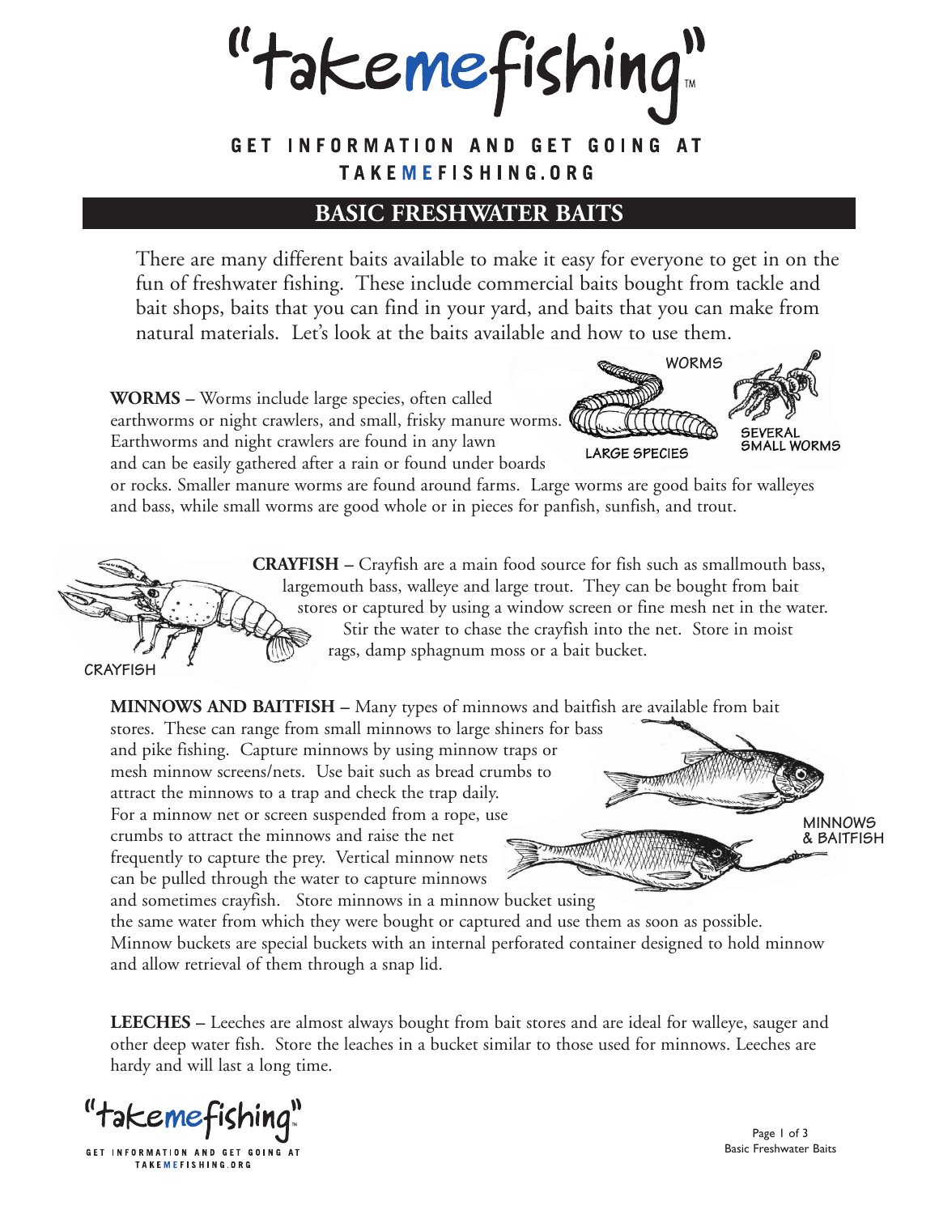# "takemefishing"

GET INFORMATION AND GET GOING AT TAKEMEFISHING.ORG

## BASIC FRESHWATER BAITS

There are many different baits available to make it easy for everyone to get in on the fun of freshwater fishing. These include commercial baits bought from tackle and bait shops, baits that you can find in your yard, and baits that you can make from natural materials. Let's look at the baits available and how to use them.

**WORMS** – Worms include large species, often called earthworms or night crawlers, and small, frisky manure worms. Earthworms and night crawlers are found in any lawn and can be easily gathered after a rain or found under boards or rocks. Smaller manure worms are found around farms. Large worms are good baits for walleyes and bass, while small worms are good whole or in pieces for panfish, sunfish, and trout.

**CRAYFISH** – Crayfish are a main food source for fish such as smallmouth bass, largemouth bass, walleye and large trout. They can be bought from bait stores or captured by using a window screen or fine mesh net in the water. Stir the water to chase the crayfish into the net. Store in moist rags, damp sphagnum moss or a bait bucket.

**MINNOWS AND BAITFISH** – Many types of minnows and baitfish are available from bait stores. These can range from small minnows to large shiners for bass and pike fishing. Capture minnows by using minnow traps or mesh minnow screens/nets. Use bait such as bread crumbs to attract the minnows to a trap and check the trap daily. For a minnow net or screen suspended from a rope, use crumbs to attract the minnows and raise the net frequently to capture the prey. Vertical minnow nets can be pulled through the water to capture minnows and sometimes crayfish. Store minnows in a minnow bucket using the same water from which they were bought or captured and use them as soon as possible. Minnow buckets are special buckets with an internal perforated container designed to hold minnow and allow retrieval of them through a snap lid.

**LEECHES** – Leeches are almost always bought from bait stores and are ideal for walleye, sauger and other deep water fish. Store the leaches in a bucket similar to those used for minnows. Leeches are hardy and will last a long time.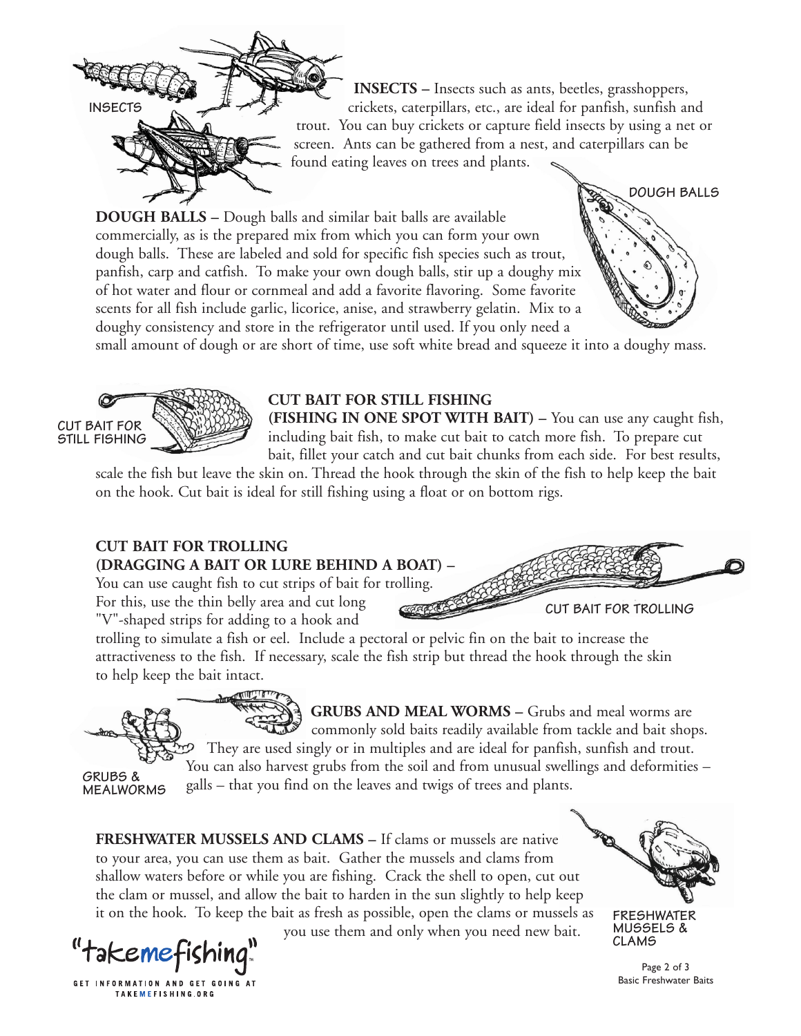INSECTS

**INSECTS –** Insects such as ants, beetles, grasshoppers, crickets, caterpillars, etc., are ideal for panfish, sunfish and trout. You can buy crickets or capture field insects by using a net or screen. Ants can be gathered from a nest, and caterpillars can be found eating leaves on trees and plants.

DOUGH BALLS

**DOUGH BALLS –** Dough balls and similar bait balls are available commercially, as is the prepared mix from which you can form your own dough balls. These are labeled and sold for specific fish species such as trout, panfish, carp and catfish. To make your own dough balls, stir up a doughy mix of hot water and flour or cornmeal and add a favorite flavoring. Some favorite scents for all fish include garlic, licorice, anise, and strawberry gelatin. Mix to a doughy consistency and store in the refrigerator until used. If you only need a small amount of dough or are short of time, use soft white bread and squeeze it into a doughy mass.

CUT BAIT FOR STILL FISHING

**CUT BAIT FOR STILL FISHING (FISHING IN ONE SPOT WITH BAIT) –** You can use any caught fish, including bait fish, to make cut bait to catch more fish. To prepare cut bait, fillet your catch and cut bait chunks from each side. For best results, scale the fish but leave the skin on. Thread the hook through the skin of the fish to help keep the bait on the hook. Cut bait is ideal for still fishing using a float or on bottom rigs.

**CUT BAIT FOR TROLLING (DRAGGING A BAIT OR LURE BEHIND A BOAT) –** You can use caught fish to cut strips of bait for trolling. For this, use the thin belly area and cut long "V"-shaped strips for adding to a hook and trolling to simulate a fish or eel. Include a pectoral or pelvic fin on the bait to increase the attractiveness to the fish. If necessary, scale the fish strip but thread the hook through the skin to help keep the bait intact.

CUT BAIT FOR TROLLING

GRUBS & MEALWORMS

**GRUBS AND MEAL WORMS –** Grubs and meal worms are commonly sold baits readily available from tackle and bait shops. They are used singly or in multiples and are ideal for panfish, sunfish and trout. You can also harvest grubs from the soil and from unusual swellings and deformities – galls – that you find on the leaves and twigs of trees and plants.

**FRESHWATER MUSSELS AND CLAMS –** If clams or mussels are native to your area, you can use them as bait. Gather the mussels and clams from shallow waters before or while you are fishing. Crack the shell to open, cut out the clam or mussel, and allow the bait to harden in the sun slightly to help keep it on the hook. To keep the bait as fresh as possible, open the clams or mussels as you use them and only when you need new bait.

FRESHWATER MUSSELS & CLAMS

"takemefishing"™

GET INFORMATION AND GET GOING AT TAKEMEFISHING.ORG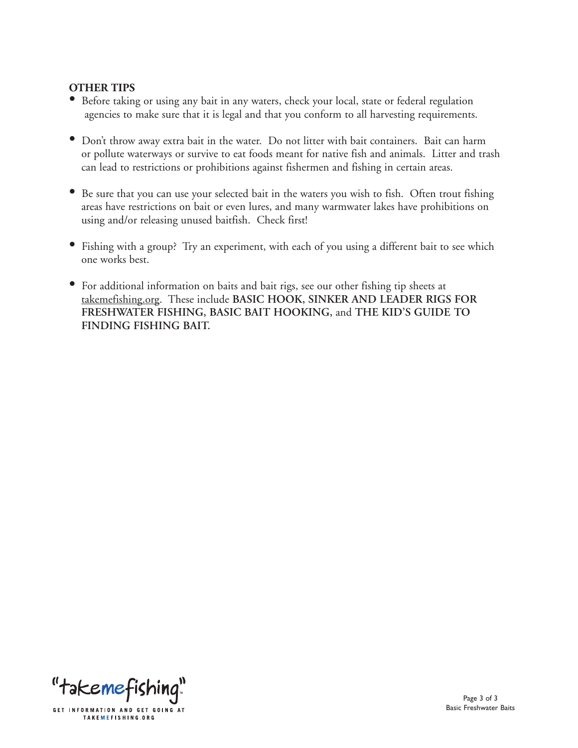## OTHER TIPS

- Before taking or using any bait in any waters, check your local, state or federal regulation agencies to make sure that it is legal and that you conform to all harvesting requirements.

- Don't throw away extra bait in the water. Do not litter with bait containers. Bait can harm or pollute waterways or survive to eat foods meant for native fish and animals. Litter and trash can lead to restrictions or prohibitions against fishermen and fishing in certain areas.

- Be sure that you can use your selected bait in the waters you wish to fish. Often trout fishing areas have restrictions on bait or even lures, and many warmwater lakes have prohibitions on using and/or releasing unused baitfish. Check first!

- Fishing with a group? Try an experiment, with each of you using a different bait to see which one works best.

- For additional information on baits and bait rigs, see our other fishing tip sheets at takemefishing.org. These include **BASIC HOOK, SINKER AND LEADER RIGS FOR FRESHWATER FISHING, BASIC BAIT HOOKING,** and **THE KID'S GUIDE TO FINDING FISHING BAIT.**

"takemefishing"

GET INFORMATION AND GET GOING AT TAKEMEFISHING.ORG